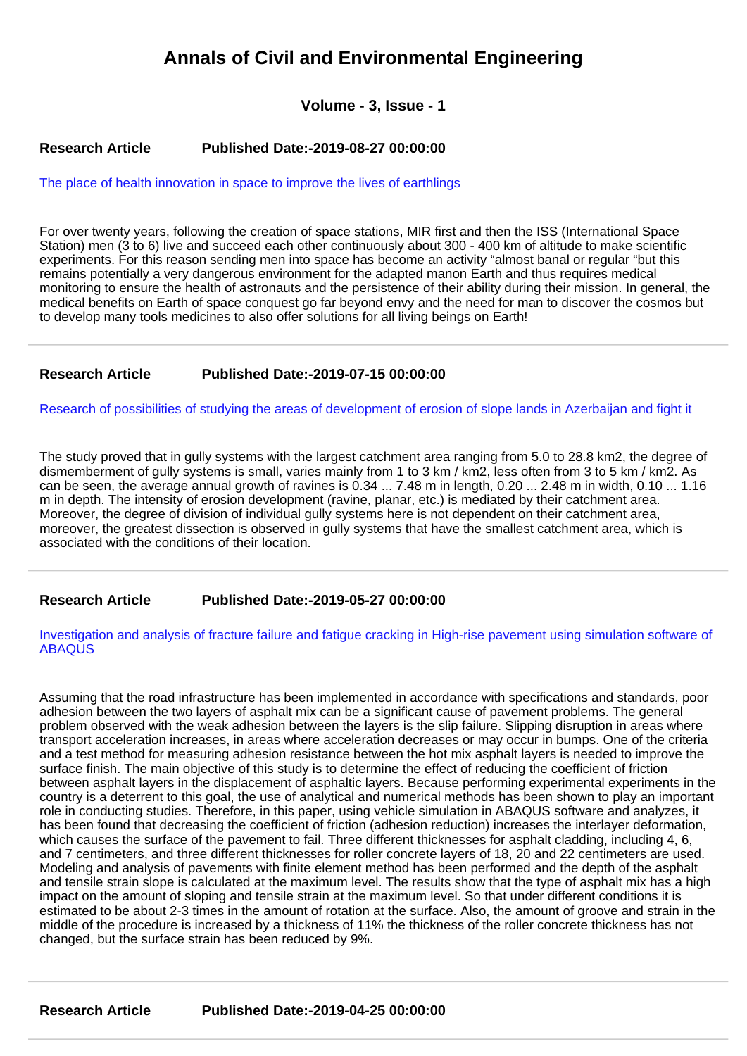# Annals of Civil and Environmental Engineering

### Volume - 3, Issue - 1

**Research Article** **Published Date:-2019-08-27 00:00:00**

[The place of health innovation in space to improve the lives of earthlings]

For over twenty years, following the creation of space stations, MIR first and then the ISS (International Space Station) men (3 to 6) live and succeed each other continuously about 300 - 400 km of altitude to make scientific experiments. For this reason sending men into space has become an activity “almost banal or regular “but this remains potentially a very dangerous environment for the adapted manon Earth and thus requires medical monitoring to ensure the health of astronauts and the persistence of their ability during their mission. In general, the medical benefits on Earth of space conquest go far beyond envy and the need for man to discover the cosmos but to develop many tools medicines to also offer solutions for all living beings on Earth!

---

**Research Article** **Published Date:-2019-07-15 00:00:00**

[Research of possibilities of studying the areas of development of erosion of slope lands in Azerbaijan and fight it]

The study proved that in gully systems with the largest catchment area ranging from 5.0 to 28.8 km2, the degree of dismemberment of gully systems is small, varies mainly from 1 to 3 km / km2, less often from 3 to 5 km / km2. As can be seen, the average annual growth of ravines is 0.34 ... 7.48 m in length, 0.20 ... 2.48 m in width, 0.10 ... 1.16 m in depth. The intensity of erosion development (ravine, planar, etc.) is mediated by their catchment area. Moreover, the degree of division of individual gully systems here is not dependent on their catchment area, moreover, the greatest dissection is observed in gully systems that have the smallest catchment area, which is associated with the conditions of their location.

---

**Research Article** **Published Date:-2019-05-27 00:00:00**

[Investigation and analysis of fracture failure and fatigue cracking in High-rise pavement using simulation software of ABAQUS]

Assuming that the road infrastructure has been implemented in accordance with specifications and standards, poor adhesion between the two layers of asphalt mix can be a significant cause of pavement problems. The general problem observed with the weak adhesion between the layers is the slip failure. Slipping disruption in areas where transport acceleration increases, in areas where acceleration decreases or may occur in bumps. One of the criteria and a test method for measuring adhesion resistance between the hot mix asphalt layers is needed to improve the surface finish. The main objective of this study is to determine the effect of reducing the coefficient of friction between asphalt layers in the displacement of asphaltic layers. Because performing experimental experiments in the country is a deterrent to this goal, the use of analytical and numerical methods has been shown to play an important role in conducting studies. Therefore, in this paper, using vehicle simulation in ABAQUS software and analyzes, it has been found that decreasing the coefficient of friction (adhesion reduction) increases the interlayer deformation, which causes the surface of the pavement to fail. Three different thicknesses for asphalt cladding, including 4, 6, and 7 centimeters, and three different thicknesses for roller concrete layers of 18, 20 and 22 centimeters are used. Modeling and analysis of pavements with finite element method has been performed and the depth of the asphalt and tensile strain slope is calculated at the maximum level. The results show that the type of asphalt mix has a high impact on the amount of sloping and tensile strain at the maximum level. So that under different conditions it is estimated to be about 2-3 times in the amount of rotation at the surface. Also, the amount of groove and strain in the middle of the procedure is increased by a thickness of 11% the thickness of the roller concrete thickness has not changed, but the surface strain has been reduced by 9%.

---

**Research Article** **Published Date:-2019-04-25 00:00:00**

---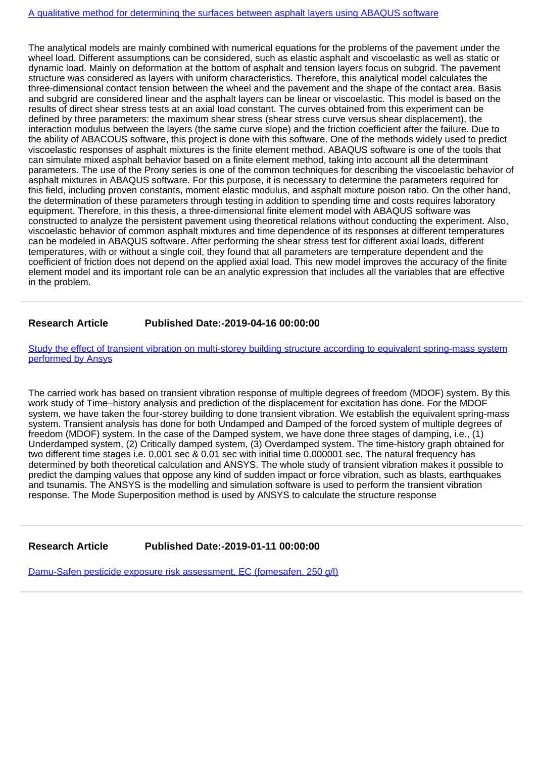[A qualitative method for determining the surfaces between asphalt layers using ABAQUS software]

The analytical models are mainly combined with numerical equations for the problems of the pavement under the wheel load. Different assumptions can be considered, such as elastic asphalt and viscoelastic as well as static or dynamic load. Mainly on deformation at the bottom of asphalt and tension layers focus on subgrid. The pavement structure was considered as layers with uniform characteristics. Therefore, this analytical model calculates the three-dimensional contact tension between the wheel and the pavement and the shape of the contact area. Basis and subgrid are considered linear and the asphalt layers can be linear or viscoelastic. This model is based on the results of direct shear stress tests at an axial load constant. The curves obtained from this experiment can be defined by three parameters: the maximum shear stress (shear stress curve versus shear displacement), the interaction modulus between the layers (the same curve slope) and the friction coefficient after the failure. Due to the ability of ABACOUS software, this project is done with this software. One of the methods widely used to predict viscoelastic responses of asphalt mixtures is the finite element method. ABAQUS software is one of the tools that can simulate mixed asphalt behavior based on a finite element method, taking into account all the determinant parameters. The use of the Prony series is one of the common techniques for describing the viscoelastic behavior of asphalt mixtures in ABAQUS software. For this purpose, it is necessary to determine the parameters required for this field, including proven constants, moment elastic modulus, and asphalt mixture poison ratio. On the other hand, the determination of these parameters through testing in addition to spending time and costs requires laboratory equipment. Therefore, in this thesis, a three-dimensional finite element model with ABAQUS software was constructed to analyze the persistent pavement using theoretical relations without conducting the experiment. Also, viscoelastic behavior of common asphalt mixtures and time dependence of its responses at different temperatures can be modeled in ABAQUS software. After performing the shear stress test for different axial loads, different temperatures, with or without a single coil, they found that all parameters are temperature dependent and the coefficient of friction does not depend on the applied axial load. This new model improves the accuracy of the finite element model and its important role can be an analytic expression that includes all the variables that are effective in the problem.

---

**Research Article** **Published Date:-2019-04-16 00:00:00**

[Study the effect of transient vibration on multi-storey building structure according to equivalent spring-mass system performed by Ansys]

The carried work has based on transient vibration response of multiple degrees of freedom (MDOF) system. By this work study of Time–history analysis and prediction of the displacement for excitation has done. For the MDOF system, we have taken the four-storey building to done transient vibration. We establish the equivalent spring-mass system. Transient analysis has done for both Undamped and Damped of the forced system of multiple degrees of freedom (MDOF) system. In the case of the Damped system, we have done three stages of damping, i.e., (1) Underdamped system, (2) Critically damped system, (3) Overdamped system. The time-history graph obtained for two different time stages i.e. 0.001 sec & 0.01 sec with initial time 0.000001 sec. The natural frequency has determined by both theoretical calculation and ANSYS. The whole study of transient vibration makes it possible to predict the damping values that oppose any kind of sudden impact or force vibration, such as blasts, earthquakes and tsunamis. The ANSYS is the modelling and simulation software is used to perform the transient vibration response. The Mode Superposition method is used by ANSYS to calculate the structure response

---

**Research Article** **Published Date:-2019-01-11 00:00:00**

[Damu-Safen pesticide exposure risk assessment, EC (fomesafen, 250 g/l)]

---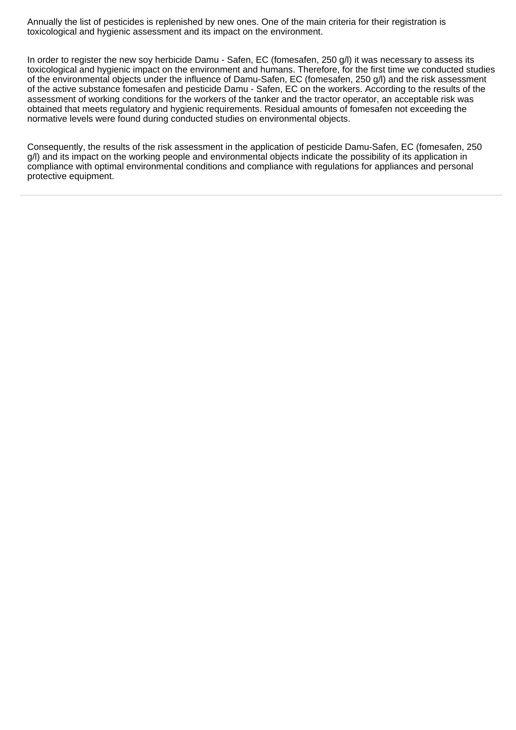Annually the list of pesticides is replenished by new ones. One of the main criteria for their registration is toxicological and hygienic assessment and its impact on the environment.

In order to register the new soy herbicide Damu - Safen, EC (fomesafen, 250 g/l) it was necessary to assess its toxicological and hygienic impact on the environment and humans. Therefore, for the first time we conducted studies of the environmental objects under the influence of Damu-Safen, EC (fomesafen, 250 g/l) and the risk assessment of the active substance fomesafen and pesticide Damu - Safen, EC on the workers. According to the results of the assessment of working conditions for the workers of the tanker and the tractor operator, an acceptable risk was obtained that meets regulatory and hygienic requirements. Residual amounts of fomesafen not exceeding the normative levels were found during conducted studies on environmental objects.

Consequently, the results of the risk assessment in the application of pesticide Damu-Safen, EC (fomesafen, 250 g/l) and its impact on the working people and environmental objects indicate the possibility of its application in compliance with optimal environmental conditions and compliance with regulations for appliances and personal protective equipment.